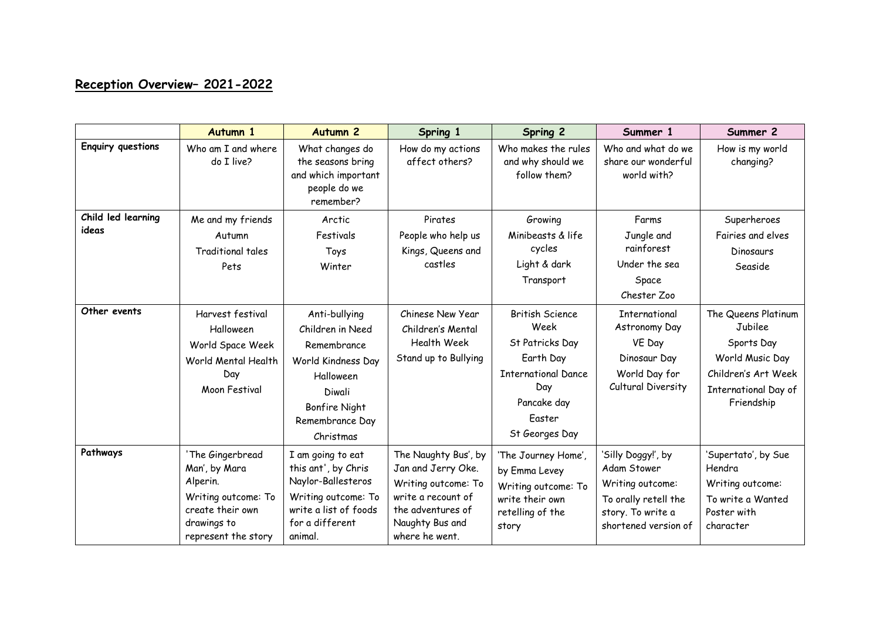# Reception Overview– 2021-2022

| | Autumn 1 | Autumn 2 | Spring 1 | Spring 2 | Summer 1 | Summer 2 |
|---|---|---|---|---|---|---|
| **Enquiry questions** | Who am I and where do I live? | What changes do the seasons bring and which important people do we remember? | How do my actions affect others? | Who makes the rules and why should we follow them? | Who and what do we share our wonderful world with? | How is my world changing? |
| **Child led learning ideas** | Me and my friends<br>Autumn<br>Traditional tales<br>Pets | Arctic<br>Festivals<br>Toys<br>Winter | Pirates<br>People who help us<br>Kings, Queens and castles | Growing<br>Minibeasts & life cycles<br>Light & dark<br>Transport | Farms<br>Jungle and rainforest<br>Under the sea<br>Space<br>Chester Zoo | Superheroes<br>Fairies and elves<br>Dinosaurs<br>Seaside |
| **Other events** | Harvest festival<br>Halloween<br>World Space Week<br>World Mental Health Day<br>Moon Festival | Anti-bullying<br>Children in Need<br>Remembrance<br>World Kindness Day<br>Halloween<br>Diwali<br>Bonfire Night<br>Remembrance Day<br>Christmas | Chinese New Year<br>Children's Mental Health Week<br>Stand up to Bullying | British Science Week<br>St Patricks Day<br>Earth Day<br>International Dance Day<br>Pancake day<br>Easter<br>St Georges Day | International Astronomy Day<br>VE Day<br>Dinosaur Day<br>World Day for Cultural Diversity | The Queens Platinum Jubilee<br>Sports Day<br>World Music Day<br>Children's Art Week<br>International Day of Friendship |
| **Pathways** | 'The Gingerbread Man', by Mara Alperin.<br>Writing outcome: To create their own drawings to represent the story | I am going to eat this ant', by Chris Naylor-Ballesteros<br>Writing outcome: To write a list of foods for a different animal. | The Naughty Bus', by Jan and Jerry Oke.<br>Writing outcome: To write a recount of the adventures of Naughty Bus and where he went. | 'The Journey Home', by Emma Levey<br>Writing outcome: To write their own retelling of the story | 'Silly Doggy!', by Adam Stower<br>Writing outcome:<br>To orally retell the story. To write a shortened version of | 'Supertato', by Sue Hendra<br>Writing outcome:<br>To write a Wanted Poster with character |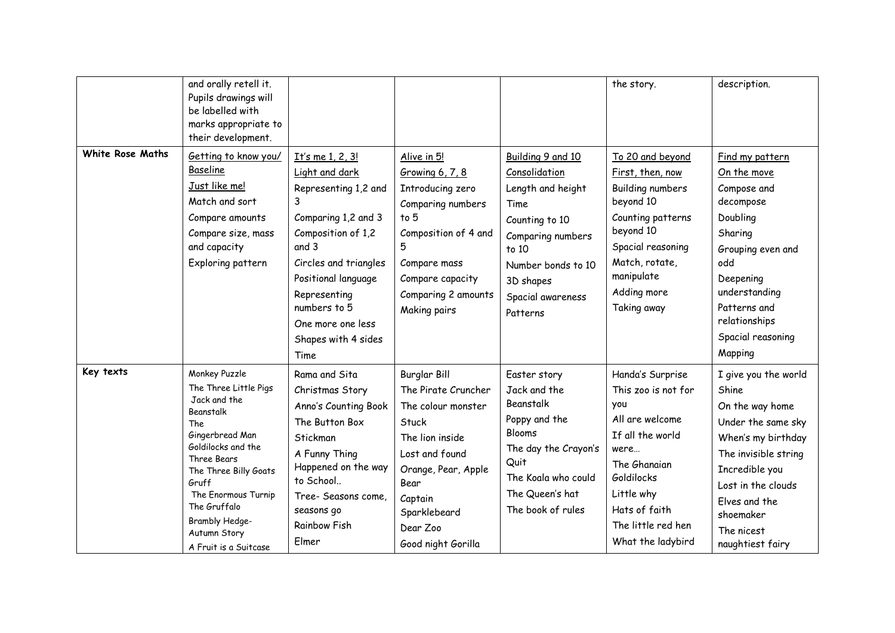| | | | | | | |
|---|---|---|---|---|---|---|
| | and orally retell it. Pupils drawings will be labelled with marks appropriate to their development. | | | | the story. | description. |
| **White Rose Maths** | Getting to know you/ Baseline<br>Just like me!<br>Match and sort<br>Compare amounts<br>Compare size, mass and capacity<br>Exploring pattern | It's me 1, 2, 3!<br>Light and dark<br>Representing 1,2 and 3<br>Comparing 1,2 and 3<br>Composition of 1,2 and 3<br>Circles and triangles<br>Positional language<br>Representing numbers to 5<br>One more one less<br>Shapes with 4 sides<br>Time | Alive in 5!<br>Growing 6, 7, 8<br>Introducing zero<br>Comparing numbers to 5<br>Composition of 4 and 5<br>Compare mass<br>Compare capacity<br>Comparing 2 amounts<br>Making pairs | Building 9 and 10<br>Consolidation<br>Length and height<br>Time<br>Counting to 10<br>Comparing numbers to 10<br>Number bonds to 10<br>3D shapes<br>Spacial awareness<br>Patterns | To 20 and beyond<br>First, then, now<br>Building numbers beyond 10<br>Counting patterns beyond 10<br>Spacial reasoning<br>Match, rotate, manipulate<br>Adding more<br>Taking away | Find my pattern<br>On the move<br>Compose and decompose<br>Doubling<br>Sharing<br>Grouping even and odd<br>Deepening understanding<br>Patterns and relationships<br>Spacial reasoning<br>Mapping |
| **Key texts** | Monkey Puzzle<br>The Three Little Pigs<br>Jack and the Beanstalk<br>The Gingerbread Man<br>Goldilocks and the Three Bears<br>The Three Billy Goats Gruff<br>The Enormous Turnip<br>The Gruffalo<br>Brambly Hedge- Autumn Story<br>A Fruit is a Suitcase | Rama and Sita<br>Christmas Story<br>Anno's Counting Book<br>The Button Box<br>Stickman<br>A Funny Thing Happened on the way to School..<br>Tree- Seasons come, seasons go<br>Rainbow Fish<br>Elmer | Burglar Bill<br>The Pirate Cruncher<br>The colour monster<br>Stuck<br>The lion inside<br>Lost and found<br>Orange, Pear, Apple Bear<br>Captain Sparklebeard<br>Dear Zoo<br>Good night Gorilla | Easter story<br>Jack and the Beanstalk<br>Poppy and the Blooms<br>The day the Crayon's Quit<br>The Koala who could<br>The Queen's hat<br>The book of rules | Handa's Surprise<br>This zoo is not for you<br>All are welcome<br>If all the world were…<br>The Ghanaian Goldilocks<br>Little why<br>Hats of faith<br>The little red hen<br>What the ladybird | I give you the world<br>Shine<br>On the way home<br>Under the same sky<br>When's my birthday<br>The invisible string<br>Incredible you<br>Lost in the clouds<br>Elves and the shoemaker<br>The nicest naughtiest fairy |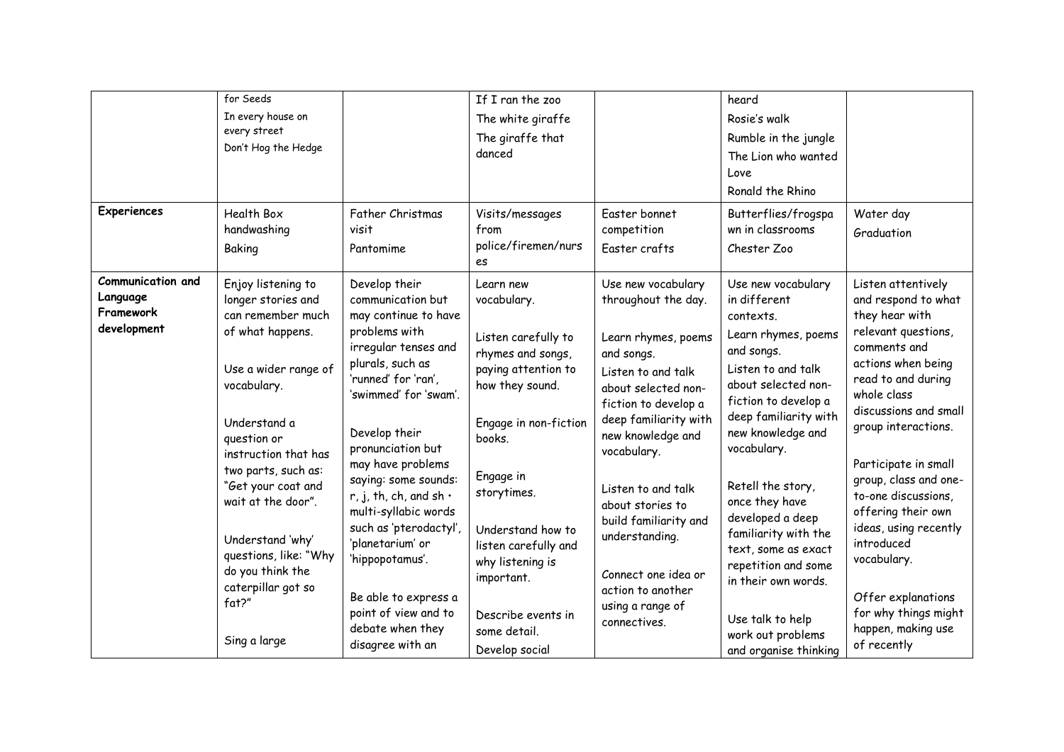| | | | | | | |
|---|---|---|---|---|---|---|
| | for Seeds<br>In every house on every street<br>Don't Hog the Hedge | | If I ran the zoo<br>The white giraffe<br>The giraffe that danced | | heard<br>Rosie's walk<br>Rumble in the jungle<br>The Lion who wanted Love<br>Ronald the Rhino | |
| **Experiences** | Health Box handwashing<br>Baking | Father Christmas visit<br>Pantomime | Visits/messages from police/firemen/nurses | Easter bonnet competition<br>Easter crafts | Butterflies/frogspawn in classrooms<br>Chester Zoo | Water day<br>Graduation |
| **Communication and Language Framework development** | Enjoy listening to longer stories and can remember much of what happens.<br><br>Use a wider range of vocabulary.<br><br>Understand a question or instruction that has two parts, such as: "Get your coat and wait at the door".<br><br>Understand 'why' questions, like: "Why do you think the caterpillar got so fat?"<br><br>Sing a large | Develop their communication but may continue to have problems with irregular tenses and plurals, such as 'runned' for 'ran', 'swimmed' for 'swam'.<br><br>Develop their pronunciation but may have problems saying: some sounds: r, j, th, ch, and sh • multi-syllabic words such as 'pterodactyl', 'planetarium' or 'hippopotamus'.<br><br>Be able to express a point of view and to debate when they disagree with an | Learn new vocabulary.<br><br>Listen carefully to rhymes and songs, paying attention to how they sound.<br><br>Engage in non-fiction books.<br><br>Engage in storytimes.<br><br>Understand how to listen carefully and why listening is important.<br><br>Describe events in some detail.<br>Develop social | Use new vocabulary throughout the day.<br><br>Learn rhymes, poems and songs.<br>Listen to and talk about selected non-fiction to develop a deep familiarity with new knowledge and vocabulary.<br><br>Listen to and talk about stories to build familiarity and understanding.<br><br>Connect one idea or action to another using a range of connectives. | Use new vocabulary in different contexts.<br>Learn rhymes, poems and songs.<br>Listen to and talk about selected non-fiction to develop a deep familiarity with new knowledge and vocabulary.<br><br>Retell the story, once they have developed a deep familiarity with the text, some as exact repetition and some in their own words.<br><br>Use talk to help work out problems and organise thinking | Listen attentively and respond to what they hear with relevant questions, comments and actions when being read to and during whole class discussions and small group interactions.<br><br>Participate in small group, class and one-to-one discussions, offering their own ideas, using recently introduced vocabulary.<br><br>Offer explanations for why things might happen, making use of recently |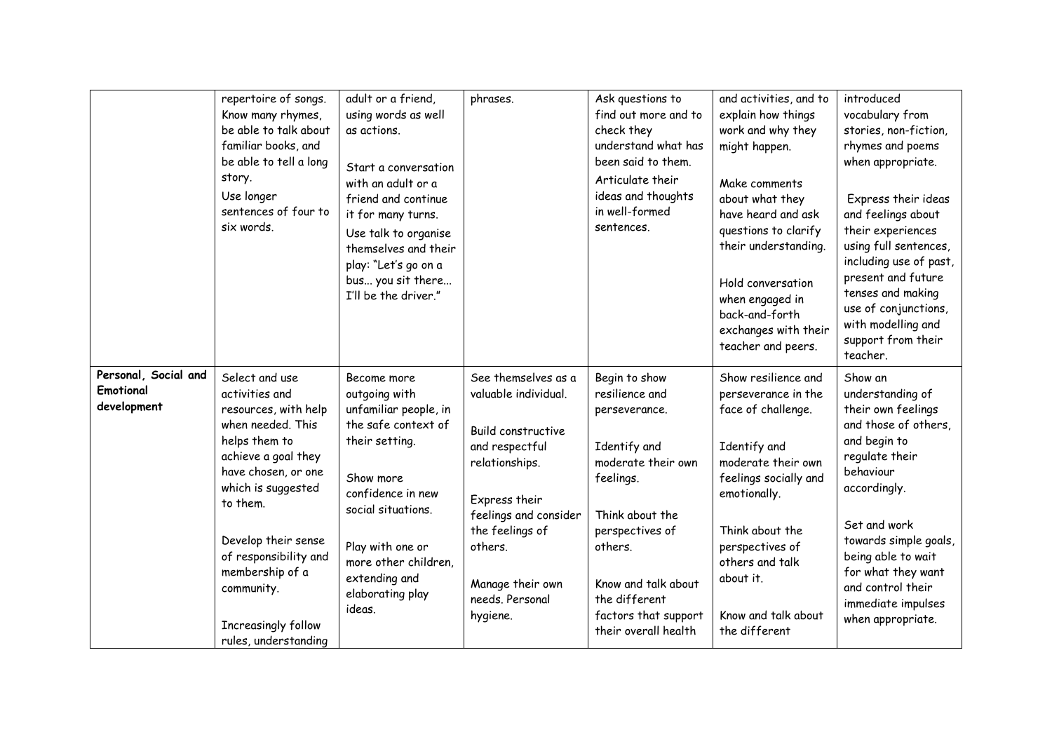| | | | | | | |
|---|---|---|---|---|---|---|
| | repertoire of songs. Know many rhymes, be able to talk about familiar books, and be able to tell a long story.<br>Use longer sentences of four to six words. | adult or a friend, using words as well as actions.<br><br>Start a conversation with an adult or a friend and continue it for many turns.<br>Use talk to organise themselves and their play: "Let's go on a bus... you sit there... I'll be the driver." | phrases. | Ask questions to find out more and to check they understand what has been said to them.<br>Articulate their ideas and thoughts in well-formed sentences. | and activities, and to explain how things work and why they might happen.<br><br>Make comments about what they have heard and ask questions to clarify their understanding.<br><br>Hold conversation when engaged in back-and-forth exchanges with their teacher and peers. | introduced vocabulary from stories, non-fiction, rhymes and poems when appropriate.<br><br>Express their ideas and feelings about their experiences using full sentences, including use of past, present and future tenses and making use of conjunctions, with modelling and support from their teacher. |
| **Personal, Social and Emotional development** | Select and use activities and resources, with help when needed. This helps them to achieve a goal they have chosen, or one which is suggested to them.<br><br>Develop their sense of responsibility and membership of a community.<br><br>Increasingly follow rules, understanding | Become more outgoing with unfamiliar people, in the safe context of their setting.<br><br>Show more confidence in new social situations.<br><br>Play with one or more other children, extending and elaborating play ideas. | See themselves as a valuable individual.<br><br>Build constructive and respectful relationships.<br><br>Express their feelings and consider the feelings of others.<br><br>Manage their own needs. Personal hygiene. | Begin to show resilience and perseverance.<br><br>Identify and moderate their own feelings.<br><br>Think about the perspectives of others.<br><br>Know and talk about the different factors that support their overall health | Show resilience and perseverance in the face of challenge.<br><br>Identify and moderate their own feelings socially and emotionally.<br><br>Think about the perspectives of others and talk about it.<br><br>Know and talk about the different | Show an understanding of their own feelings and those of others, and begin to regulate their behaviour accordingly.<br><br>Set and work towards simple goals, being able to wait for what they want and control their immediate impulses when appropriate. |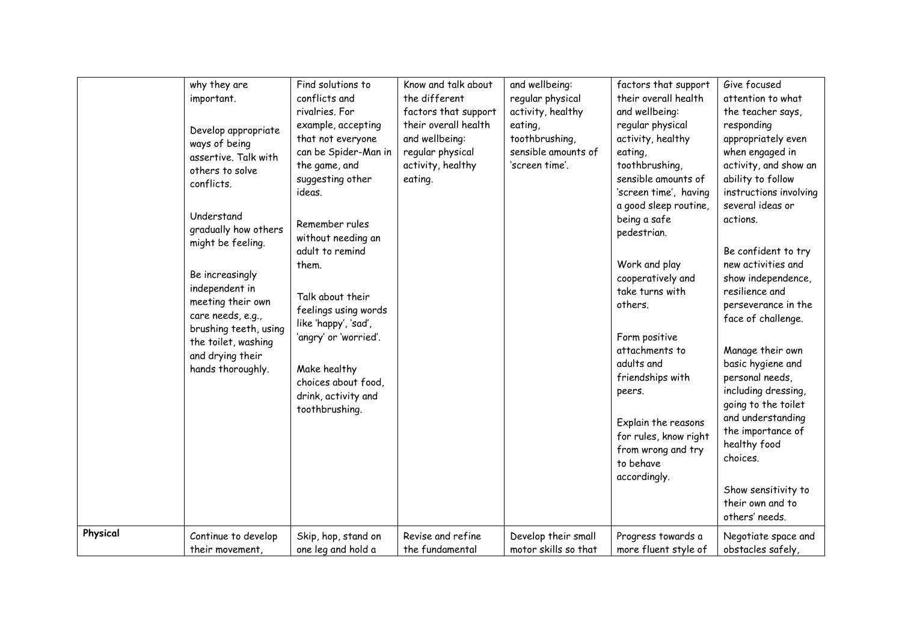|  |  |  |  |  |  |  |
|---|---|---|---|---|---|---|
|  | why they are important.<br><br>Develop appropriate ways of being assertive. Talk with others to solve conflicts.<br><br>Understand gradually how others might be feeling.<br><br>Be increasingly independent in meeting their own care needs, e.g., brushing teeth, using the toilet, washing and drying their hands thoroughly. | Find solutions to conflicts and rivalries. For example, accepting that not everyone can be Spider-Man in the game, and suggesting other ideas.<br><br>Remember rules without needing an adult to remind them.<br><br>Talk about their feelings using words like 'happy', 'sad', 'angry' or 'worried'.<br><br>Make healthy choices about food, drink, activity and toothbrushing. | Know and talk about the different factors that support their overall health and wellbeing: regular physical activity, healthy eating. | and wellbeing: regular physical activity, healthy eating, toothbrushing, sensible amounts of 'screen time'. | factors that support their overall health and wellbeing: regular physical activity, healthy eating, toothbrushing, sensible amounts of 'screen time', having a good sleep routine, being a safe pedestrian.<br><br>Work and play cooperatively and take turns with others.<br><br>Form positive attachments to adults and friendships with peers.<br><br>Explain the reasons for rules, know right from wrong and try to behave accordingly. | Give focused attention to what the teacher says, responding appropriately even when engaged in activity, and show an ability to follow instructions involving several ideas or actions.<br><br>Be confident to try new activities and show independence, resilience and perseverance in the face of challenge.<br><br>Manage their own basic hygiene and personal needs, including dressing, going to the toilet and understanding the importance of healthy food choices.<br><br>Show sensitivity to their own and to others' needs. |
| **Physical** | Continue to develop their movement, | Skip, hop, stand on one leg and hold a | Revise and refine the fundamental | Develop their small motor skills so that | Progress towards a more fluent style of | Negotiate space and obstacles safely, |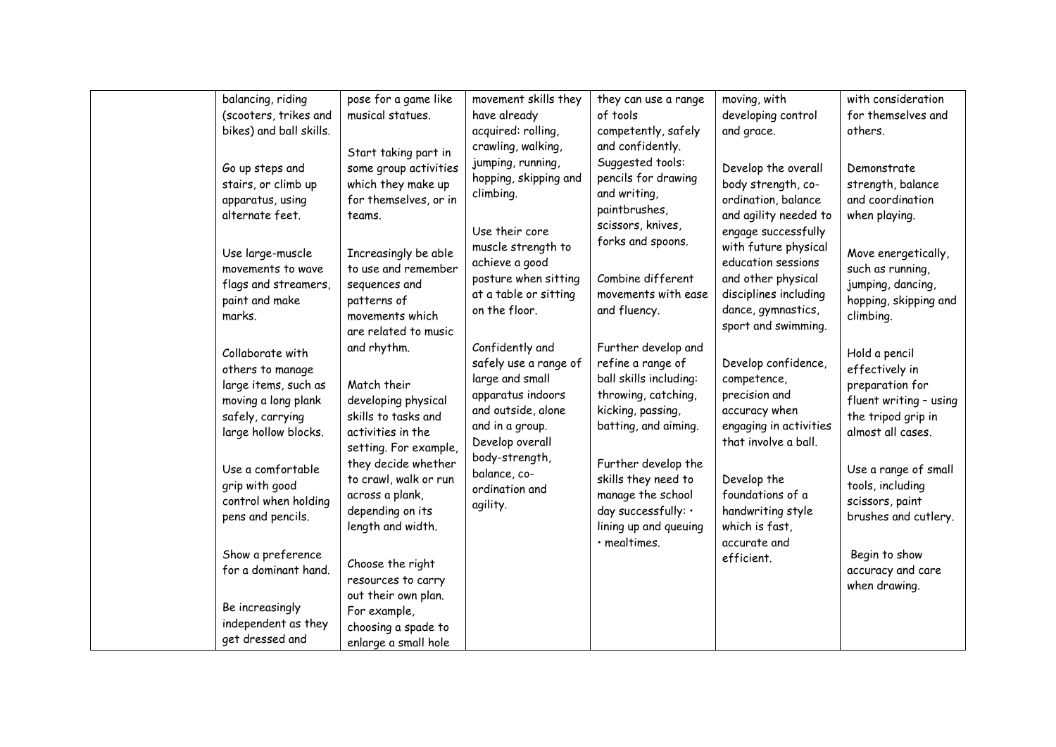| | | | | | | |
|---|---|---|---|---|---|---|
| | balancing, riding (scooters, trikes and bikes) and ball skills.<br><br>Go up steps and stairs, or climb up apparatus, using alternate feet.<br><br>Use large-muscle movements to wave flags and streamers, paint and make marks.<br><br>Collaborate with others to manage large items, such as moving a long plank safely, carrying large hollow blocks.<br><br>Use a comfortable grip with good control when holding pens and pencils.<br><br>Show a preference for a dominant hand.<br><br>Be increasingly independent as they get dressed and | pose for a game like musical statues.<br><br>Start taking part in some group activities which they make up for themselves, or in teams.<br><br>Increasingly be able to use and remember sequences and patterns of movements which are related to music and rhythm.<br><br>Match their developing physical skills to tasks and activities in the setting. For example, they decide whether to crawl, walk or run across a plank, depending on its length and width.<br><br>Choose the right resources to carry out their own plan. For example, choosing a spade to enlarge a small hole | movement skills they have already acquired: rolling, crawling, walking, jumping, running, hopping, skipping and climbing.<br><br>Use their core muscle strength to achieve a good posture when sitting at a table or sitting on the floor.<br><br>Confidently and safely use a range of large and small apparatus indoors and outside, alone and in a group. Develop overall body-strength, balance, co-ordination and agility. | they can use a range of tools competently, safely and confidently. Suggested tools: pencils for drawing and writing, paintbrushes, scissors, knives, forks and spoons.<br><br>Combine different movements with ease and fluency.<br><br>Further develop and refine a range of ball skills including: throwing, catching, kicking, passing, batting, and aiming.<br><br>Further develop the skills they need to manage the school day successfully: • lining up and queuing • mealtimes. | moving, with developing control and grace.<br><br>Develop the overall body strength, co-ordination, balance and agility needed to engage successfully with future physical education sessions and other physical disciplines including dance, gymnastics, sport and swimming.<br><br>Develop confidence, competence, precision and accuracy when engaging in activities that involve a ball.<br><br>Develop the foundations of a handwriting style which is fast, accurate and efficient. | with consideration for themselves and others.<br><br>Demonstrate strength, balance and coordination when playing.<br><br>Move energetically, such as running, jumping, dancing, hopping, skipping and climbing.<br><br>Hold a pencil effectively in preparation for fluent writing – using the tripod grip in almost all cases.<br><br>Use a range of small tools, including scissors, paint brushes and cutlery.<br><br>Begin to show accuracy and care when drawing. |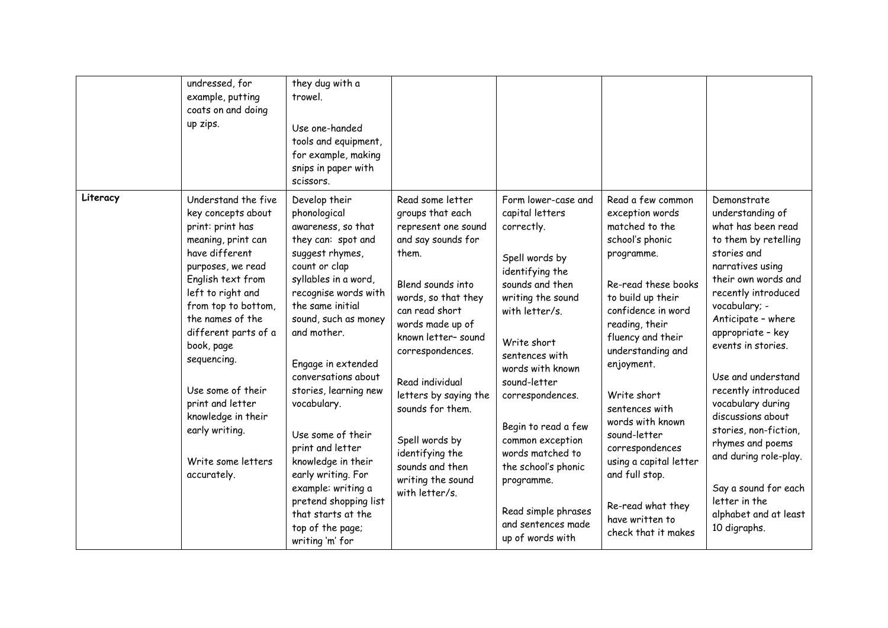| | | | | | | |
|---|---|---|---|---|---|---|
| | undressed, for example, putting coats on and doing up zips. | they dug with a trowel.<br><br>Use one-handed tools and equipment, for example, making snips in paper with scissors. | | | | |
| **Literacy** | Understand the five key concepts about print: print has meaning, print can have different purposes, we read English text from left to right and from top to bottom, the names of the different parts of a book, page sequencing.<br><br>Use some of their print and letter knowledge in their early writing.<br><br>Write some letters accurately. | Develop their phonological awareness, so that they can: spot and suggest rhymes, count or clap syllables in a word, recognise words with the same initial sound, such as money and mother.<br><br>Engage in extended conversations about stories, learning new vocabulary.<br><br>Use some of their print and letter knowledge in their early writing. For example: writing a pretend shopping list that starts at the top of the page; writing 'm' for | Read some letter groups that each represent one sound and say sounds for them.<br><br>Blend sounds into words, so that they can read short words made up of known letter– sound correspondences.<br><br>Read individual letters by saying the sounds for them.<br><br>Spell words by identifying the sounds and then writing the sound with letter/s. | Form lower-case and capital letters correctly.<br><br>Spell words by identifying the sounds and then writing the sound with letter/s.<br><br>Write short sentences with words with known sound-letter correspondences.<br><br>Begin to read a few common exception words matched to the school's phonic programme.<br><br>Read simple phrases and sentences made up of words with | Read a few common exception words matched to the school's phonic programme.<br><br>Re-read these books to build up their confidence in word reading, their fluency and their understanding and enjoyment.<br><br>Write short sentences with words with known sound-letter correspondences using a capital letter and full stop.<br><br>Re-read what they have written to check that it makes | Demonstrate understanding of what has been read to them by retelling stories and narratives using their own words and recently introduced vocabulary; - Anticipate – where appropriate – key events in stories.<br><br>Use and understand recently introduced vocabulary during discussions about stories, non-fiction, rhymes and poems and during role-play.<br><br>Say a sound for each letter in the alphabet and at least 10 digraphs. |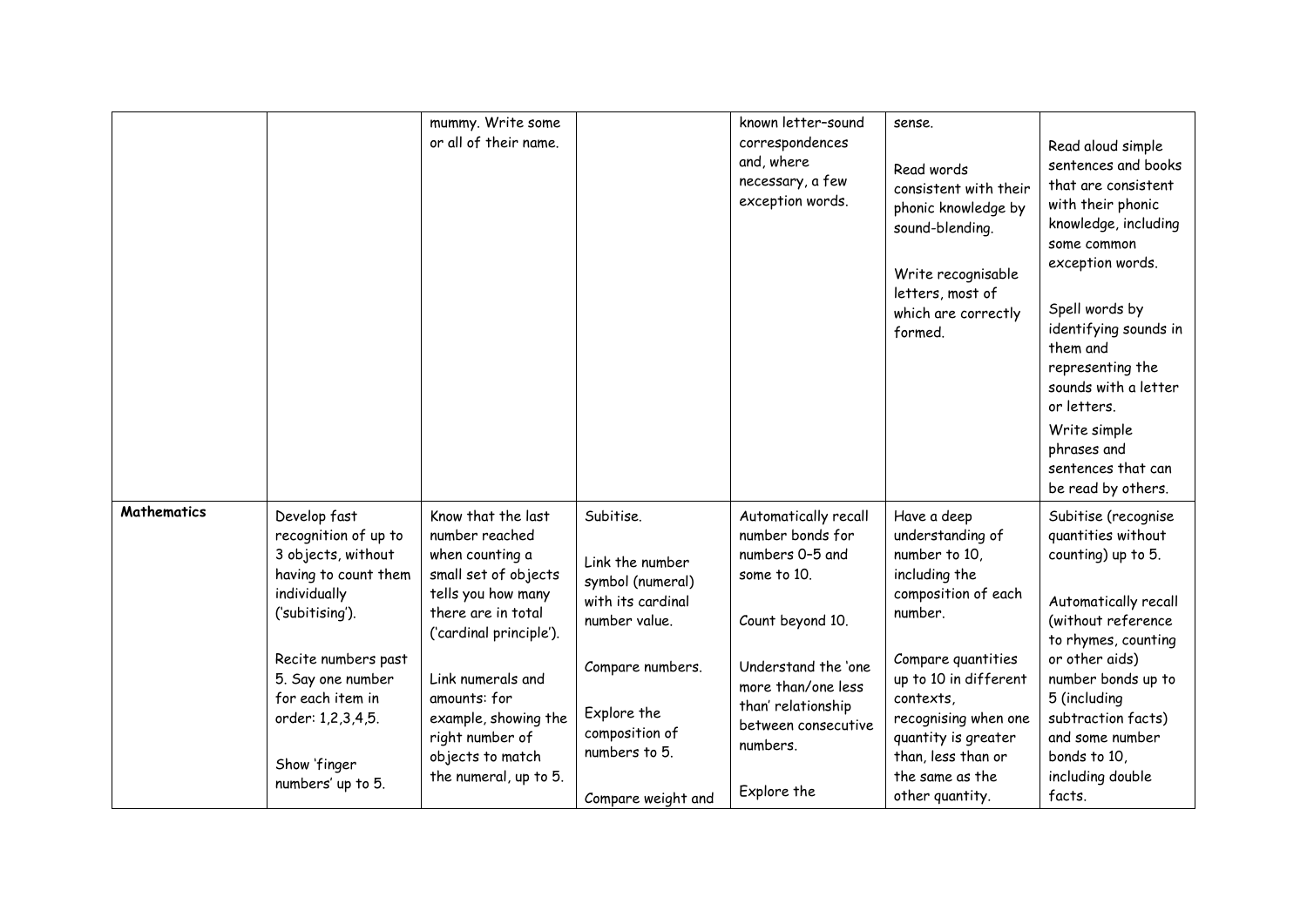| | | | | | | |
|---|---|---|---|---|---|---|
| | | mummy. Write some or all of their name. | | known letter–sound correspondences and, where necessary, a few exception words. | sense.<br><br>Read words consistent with their phonic knowledge by sound-blending.<br><br>Write recognisable letters, most of which are correctly formed. | Read aloud simple sentences and books that are consistent with their phonic knowledge, including some common exception words.<br><br>Spell words by identifying sounds in them and representing the sounds with a letter or letters.<br><br>Write simple phrases and sentences that can be read by others. |
| **Mathematics** | Develop fast recognition of up to 3 objects, without having to count them individually ('subitising').<br><br>Recite numbers past 5. Say one number for each item in order: 1,2,3,4,5.<br><br>Show 'finger numbers' up to 5. | Know that the last number reached when counting a small set of objects tells you how many there are in total ('cardinal principle').<br><br>Link numerals and amounts: for example, showing the right number of objects to match the numeral, up to 5. | Subitise.<br><br>Link the number symbol (numeral) with its cardinal number value.<br><br>Compare numbers.<br><br>Explore the composition of numbers to 5.<br><br>Compare weight and | Automatically recall number bonds for numbers 0–5 and some to 10.<br><br>Count beyond 10.<br><br>Understand the 'one more than/one less than' relationship between consecutive numbers.<br><br>Explore the | Have a deep understanding of number to 10, including the composition of each number.<br><br>Compare quantities up to 10 in different contexts, recognising when one quantity is greater than, less than or the same as the other quantity. | Subitise (recognise quantities without counting) up to 5.<br><br>Automatically recall (without reference to rhymes, counting or other aids) number bonds up to 5 (including subtraction facts) and some number bonds to 10, including double facts. |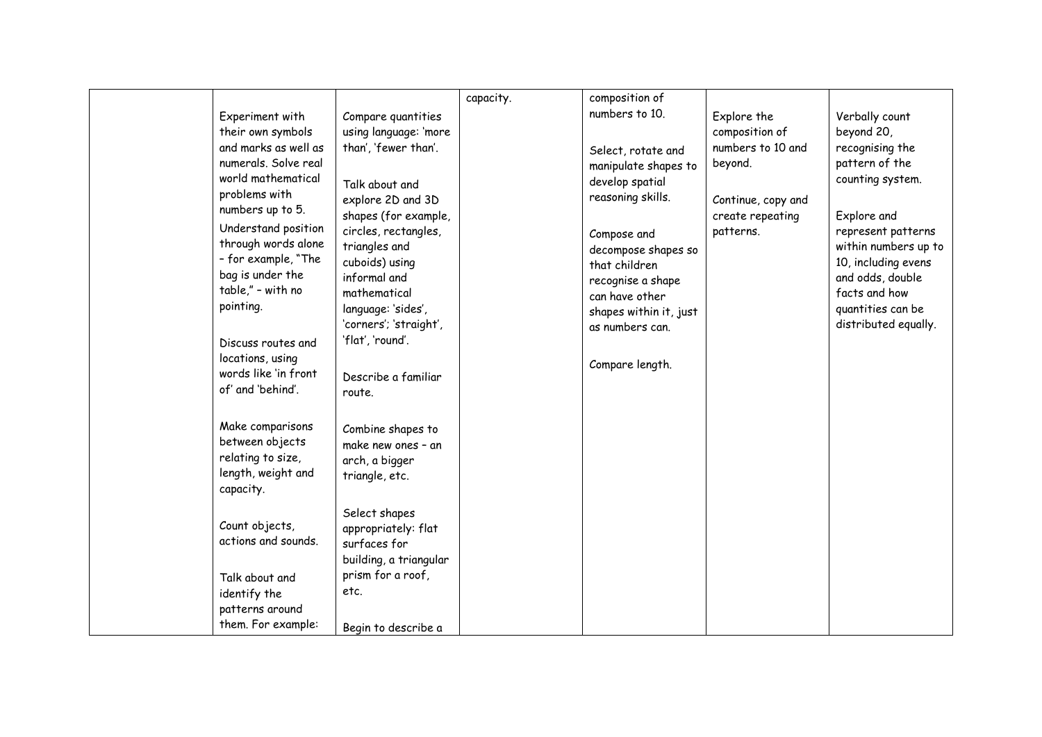| | | | | | | |
|---|---|---|---|---|---|---|
| | Experiment with their own symbols and marks as well as numerals. Solve real world mathematical problems with numbers up to 5.<br><br>Understand position through words alone – for example, "The bag is under the table," – with no pointing.<br><br>Discuss routes and locations, using words like 'in front of' and 'behind'.<br><br>Make comparisons between objects relating to size, length, weight and capacity.<br><br>Count objects, actions and sounds.<br><br>Talk about and identify the patterns around them. For example: | Compare quantities using language: 'more than', 'fewer than'.<br><br>Talk about and explore 2D and 3D shapes (for example, circles, rectangles, triangles and cuboids) using informal and mathematical language: 'sides', 'corners'; 'straight', 'flat', 'round'.<br><br>Describe a familiar route.<br><br>Combine shapes to make new ones – an arch, a bigger triangle, etc.<br><br>Select shapes appropriately: flat surfaces for building, a triangular prism for a roof, etc.<br><br>Begin to describe a | capacity. | composition of numbers to 10.<br><br>Select, rotate and manipulate shapes to develop spatial reasoning skills.<br><br>Compose and decompose shapes so that children recognise a shape can have other shapes within it, just as numbers can.<br><br>Compare length. | Explore the composition of numbers to 10 and beyond.<br><br>Continue, copy and create repeating patterns. | Verbally count beyond 20, recognising the pattern of the counting system.<br><br>Explore and represent patterns within numbers up to 10, including evens and odds, double facts and how quantities can be distributed equally. |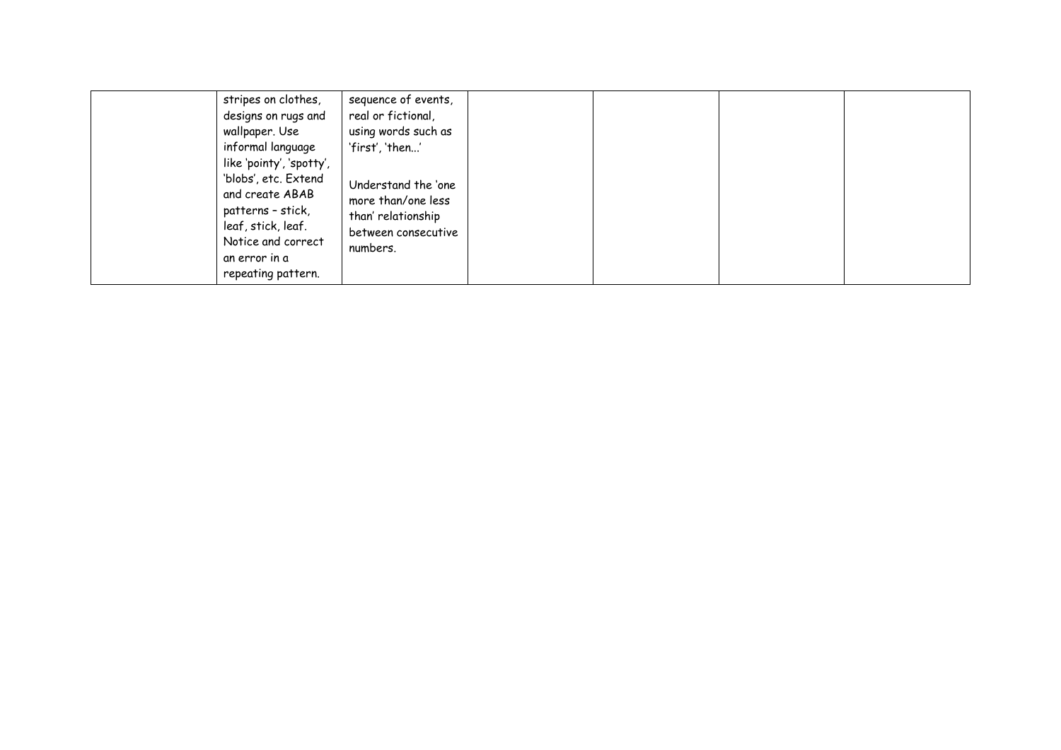|  |  |  |  |  |  |  |
|---|---|---|---|---|---|---|
|  | stripes on clothes, designs on rugs and wallpaper. Use informal language like 'pointy', 'spotty', 'blobs', etc. Extend and create ABAB patterns – stick, leaf, stick, leaf. Notice and correct an error in a repeating pattern. | sequence of events, real or fictional, using words such as 'first', 'then...'<br><br>Understand the 'one more than/one less than' relationship between consecutive numbers. |  |  |  |  |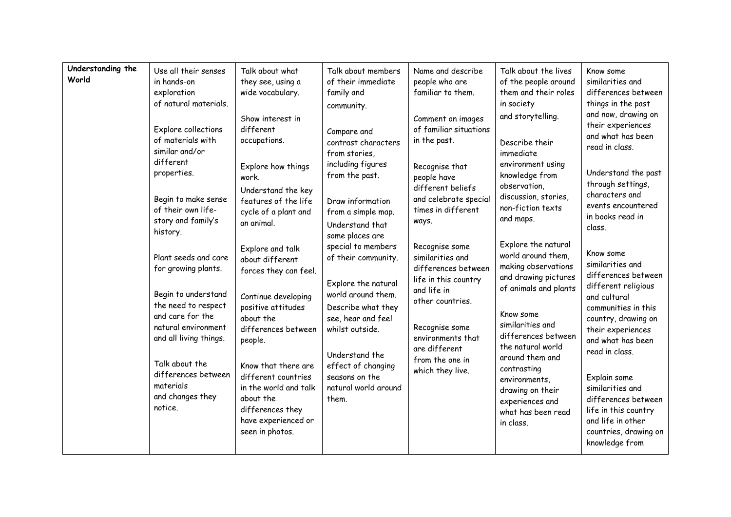| Understanding the World | Use all their senses in hands-on exploration of natural materials.<br><br>Explore collections of materials with similar and/or different properties.<br><br>Begin to make sense of their own life-story and family's history.<br><br>Plant seeds and care for growing plants.<br><br>Begin to understand the need to respect and care for the natural environment and all living things.<br><br>Talk about the differences between materials and changes they notice. | Talk about what they see, using a wide vocabulary.<br><br>Show interest in different occupations.<br><br>Explore how things work.<br><br>Understand the key features of the life cycle of a plant and an animal.<br><br>Explore and talk about different forces they can feel.<br><br>Continue developing positive attitudes about the differences between people.<br><br>Know that there are different countries in the world and talk about the differences they have experienced or seen in photos. | Talk about members of their immediate family and community.<br><br>Compare and contrast characters from stories, including figures from the past.<br><br>Draw information from a simple map.<br><br>Understand that some places are special to members of their community.<br><br>Explore the natural world around them.<br><br>Describe what they see, hear and feel whilst outside.<br><br>Understand the effect of changing seasons on the natural world around them. | Name and describe people who are familiar to them.<br><br>Comment on images of familiar situations in the past.<br><br>Recognise that people have different beliefs and celebrate special times in different ways.<br><br>Recognise some similarities and differences between life in this country and life in other countries.<br><br>Recognise some environments that are different from the one in which they live. | Talk about the lives of the people around them and their roles in society and storytelling.<br><br>Describe their immediate environment using knowledge from observation, discussion, stories, non-fiction texts and maps.<br><br>Explore the natural world around them, making observations and drawing pictures of animals and plants<br><br>Know some similarities and differences between the natural world around them and contrasting environments, drawing on their experiences and what has been read in class. | Know some similarities and differences between things in the past and now, drawing on their experiences and what has been read in class.<br><br>Understand the past through settings, characters and events encountered in books read in class.<br><br>Know some similarities and differences between different religious and cultural communities in this country, drawing on their experiences and what has been read in class.<br><br>Explain some similarities and differences between life in this country and life in other countries, drawing on knowledge from |
|---|---|---|---|---|---|---|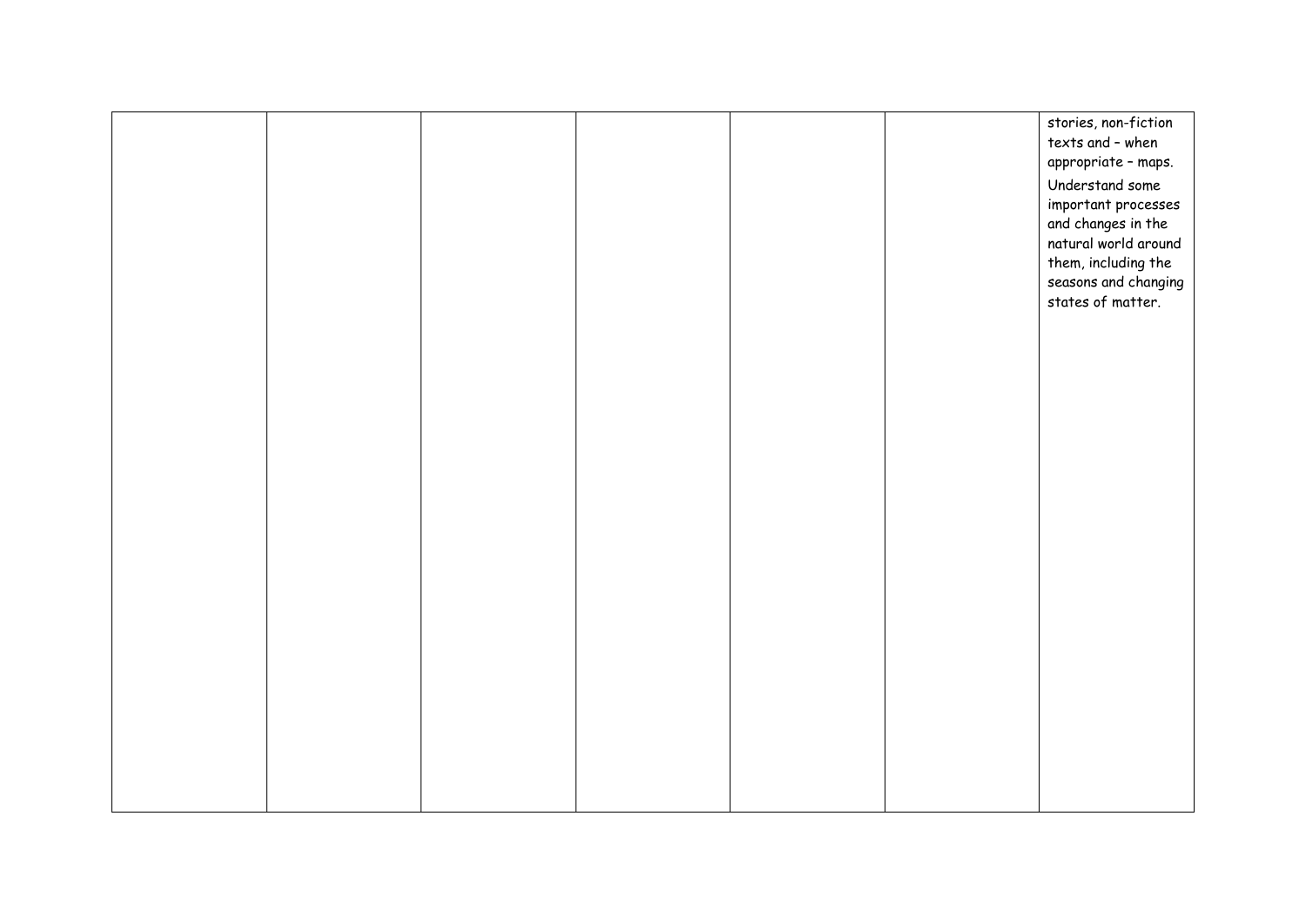| | | | | | | |
|---|---|---|---|---|---|---|
| | | | | | | stories, non-fiction texts and – when appropriate – maps.<br>Understand some important processes and changes in the natural world around them, including the seasons and changing states of matter. |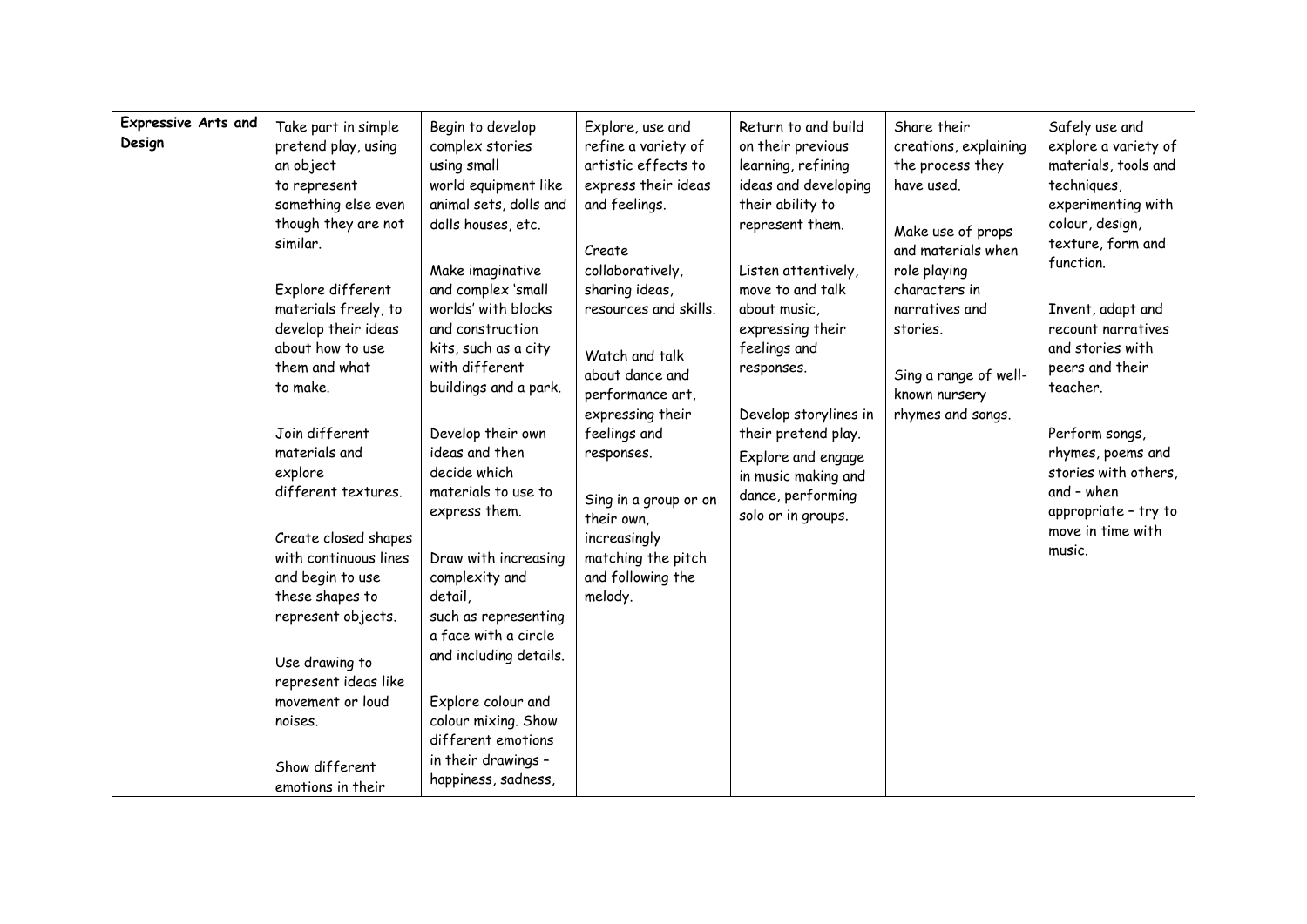| Expressive Arts and Design | Take part in simple pretend play, using an object to represent something else even though they are not similar.<br><br>Explore different materials freely, to develop their ideas about how to use them and what to make.<br><br>Join different materials and explore different textures.<br><br>Create closed shapes with continuous lines and begin to use these shapes to represent objects.<br><br>Use drawing to represent ideas like movement or loud noises.<br><br>Show different emotions in their | Begin to develop complex stories using small world equipment like animal sets, dolls and dolls houses, etc.<br><br>Make imaginative and complex 'small worlds' with blocks and construction kits, such as a city with different buildings and a park.<br><br>Develop their own ideas and then decide which materials to use to express them.<br><br>Draw with increasing complexity and detail, such as representing a face with a circle and including details.<br><br>Explore colour and colour mixing. Show different emotions in their drawings – happiness, sadness, | Explore, use and refine a variety of artistic effects to express their ideas and feelings.<br><br>Create collaboratively, sharing ideas, resources and skills.<br><br>Watch and talk about dance and performance art, expressing their feelings and responses.<br><br>Sing in a group or on their own, increasingly matching the pitch and following the melody. | Return to and build on their previous learning, refining ideas and developing their ability to represent them.<br><br>Listen attentively, move to and talk about music, expressing their feelings and responses.<br><br>Develop storylines in their pretend play.<br>Explore and engage in music making and dance, performing solo or in groups. | Share their creations, explaining the process they have used.<br><br>Make use of props and materials when role playing characters in narratives and stories.<br><br>Sing a range of well-known nursery rhymes and songs. | Safely use and explore a variety of materials, tools and techniques, experimenting with colour, design, texture, form and function.<br><br>Invent, adapt and recount narratives and stories with peers and their teacher.<br><br>Perform songs, rhymes, poems and stories with others, and – when appropriate – try to move in time with music. |
|---|---|---|---|---|---|---|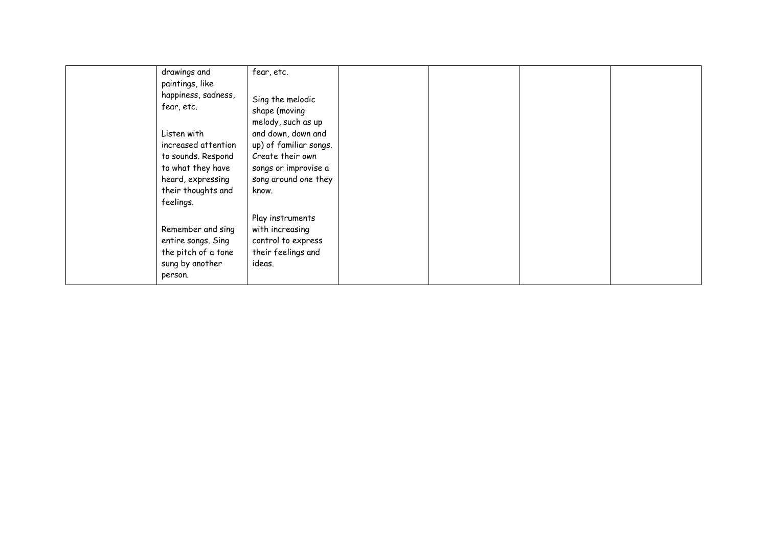| | | | | | | |
|---|---|---|---|---|---|---|
| | drawings and paintings, like happiness, sadness, fear, etc.<br><br>Listen with increased attention to sounds. Respond to what they have heard, expressing their thoughts and feelings.<br><br>Remember and sing entire songs. Sing the pitch of a tone sung by another person. | fear, etc.<br><br>Sing the melodic shape (moving melody, such as up and down, down and up) of familiar songs. Create their own songs or improvise a song around one they know.<br><br>Play instruments with increasing control to express their feelings and ideas. | | | | |